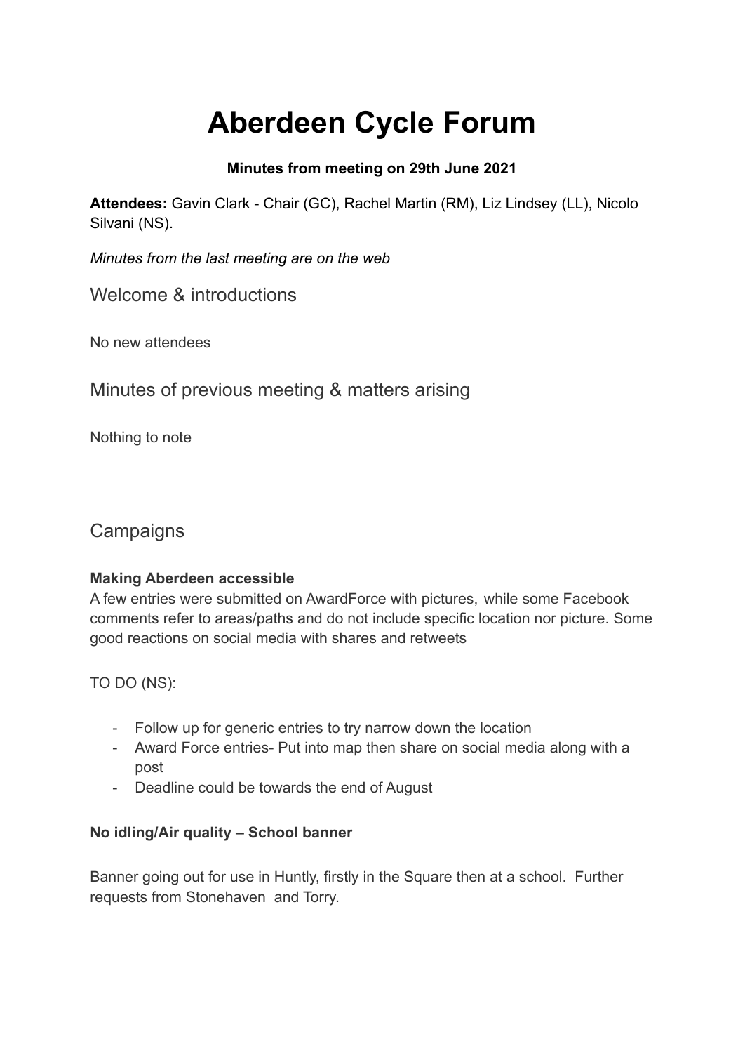# Aberdeen Cycle Forum

**Minutes from meeting on 29th June 2021**

**Attendees:** Gavin Clark - Chair (GC), Rachel Martin (RM), Liz Lindsey (LL), Nicolo Silvani (NS).

*Minutes from the last meeting are on the web*

## Welcome & introductions

No new attendees

## Minutes of previous meeting & matters arising

Nothing to note

## Campaigns

**Making Aberdeen accessible**

A few entries were submitted on AwardForce with pictures, while some Facebook comments refer to areas/paths and do not include specific location nor picture. Some good reactions on social media with shares and retweets

TO DO (NS):

- Follow up for generic entries to try narrow down the location
- Award Force entries- Put into map then share on social media along with a post
- Deadline could be towards the end of August

**No idling/Air quality – School banner**

Banner going out for use in Huntly, firstly in the Square then at a school. Further requests from Stonehaven and Torry.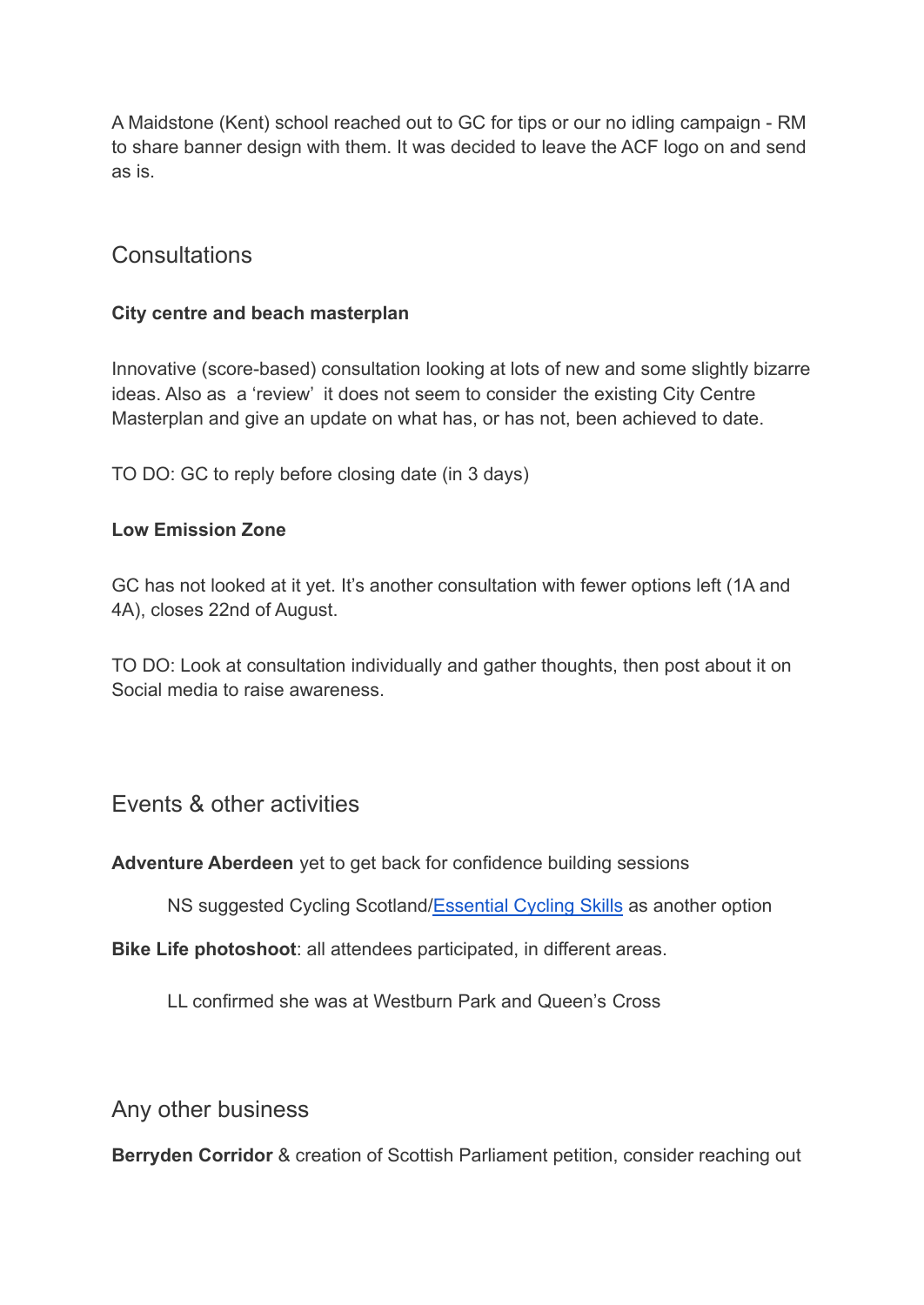A Maidstone (Kent) school reached out to GC for tips or our no idling campaign - RM to share banner design with them. It was decided to leave the ACF logo on and send as is.

## Consultations

**City centre and beach masterplan**

Innovative (score-based) consultation looking at lots of new and some slightly bizarre ideas. Also as a 'review' it does not seem to consider the existing City Centre Masterplan and give an update on what has, or has not, been achieved to date.

TO DO: GC to reply before closing date (in 3 days)

**Low Emission Zone**

GC has not looked at it yet. It's another consultation with fewer options left (1A and 4A), closes 22nd of August.

TO DO: Look at consultation individually and gather thoughts, then post about it on Social media to raise awareness.

## Events & other activities

**Adventure Aberdeen** yet to get back for confidence building sessions

> NS suggested Cycling Scotland/[Essential Cycling Skills] as another option

**Bike Life photoshoot**: all attendees participated, in different areas.

> LL confirmed she was at Westburn Park and Queen's Cross

## Any other business

**Berryden Corridor** & creation of Scottish Parliament petition, consider reaching out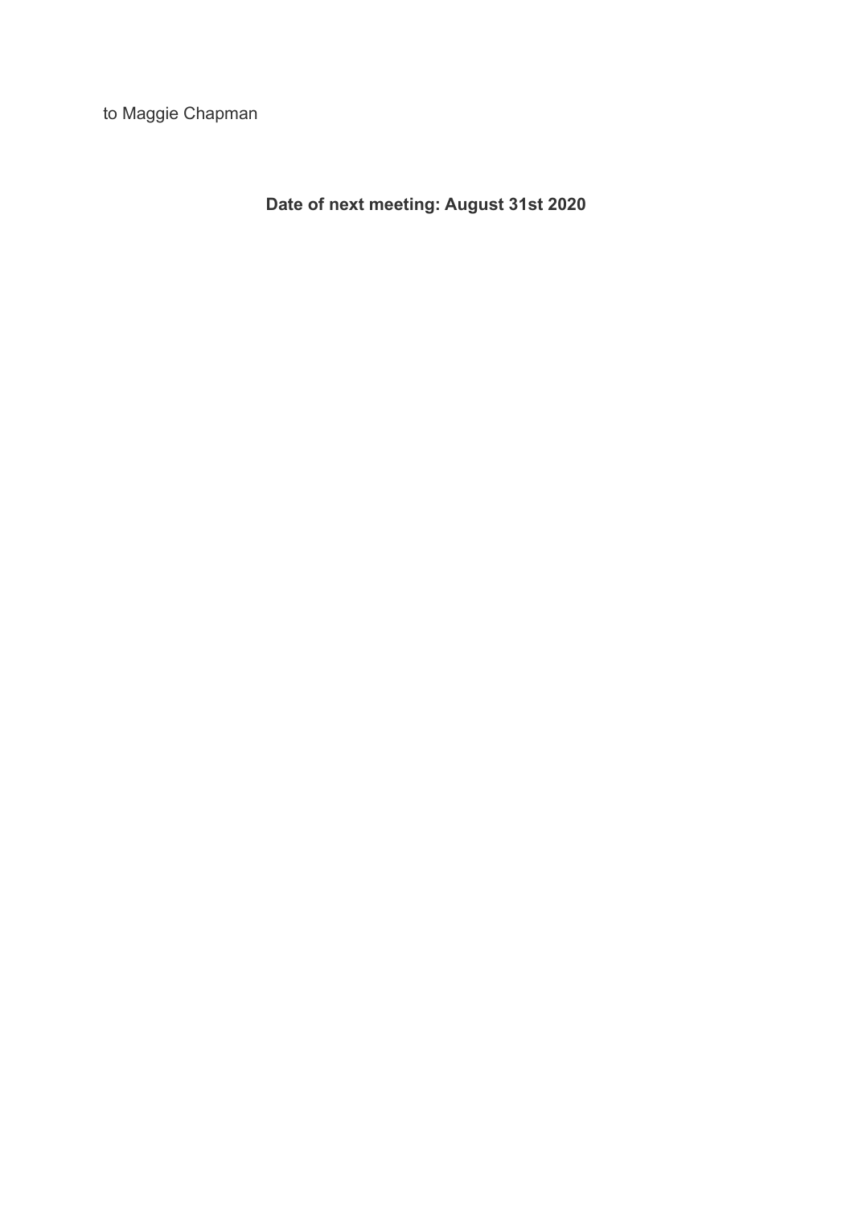to Maggie Chapman

**Date of next meeting: August 31st 2020**